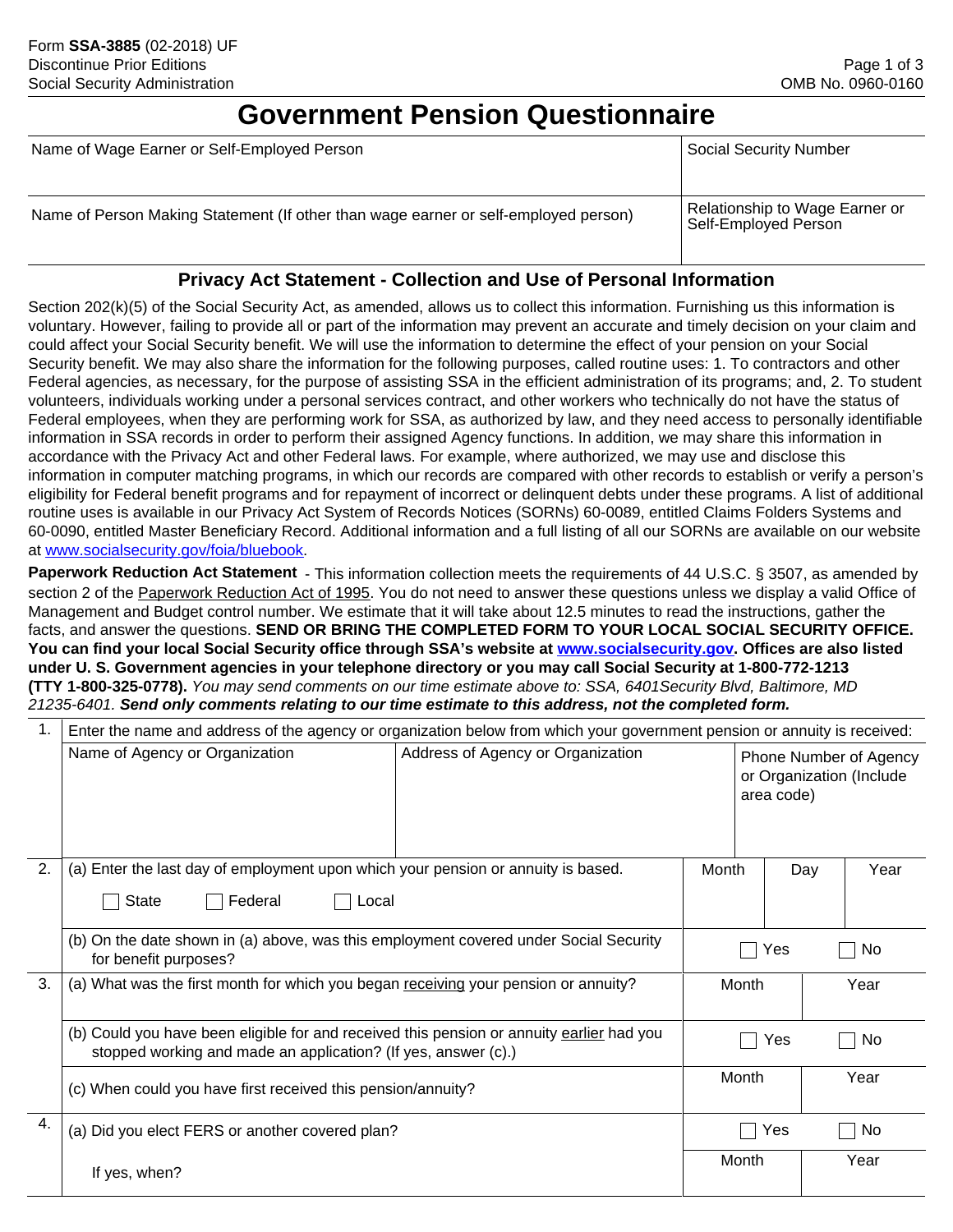Form **SSA-3885** (02-2018) UF
Discontinue Prior Editions
Social Security Administration

OMB No. 0960-0160

# Government Pension Questionnaire

| Name of Wage Earner or Self-Employed Person | Social Security Number |
| --- | --- |
| | |
| Name of Person Making Statement (If other than wage earner or self-employed person) | Relationship to Wage Earner or Self-Employed Person |
| | |

## Privacy Act Statement - Collection and Use of Personal Information

Section 202(k)(5) of the Social Security Act, as amended, allows us to collect this information. Furnishing us this information is voluntary. However, failing to provide all or part of the information may prevent an accurate and timely decision on your claim and could affect your Social Security benefit. We will use the information to determine the effect of your pension on your Social Security benefit. We may also share the information for the following purposes, called routine uses: 1. To contractors and other Federal agencies, as necessary, for the purpose of assisting SSA in the efficient administration of its programs; and, 2. To student volunteers, individuals working under a personal services contract, and other workers who technically do not have the status of Federal employees, when they are performing work for SSA, as authorized by law, and they need access to personally identifiable information in SSA records in order to perform their assigned Agency functions. In addition, we may share this information in accordance with the Privacy Act and other Federal laws. For example, where authorized, we may use and disclose this information in computer matching programs, in which our records are compared with other records to establish or verify a person's eligibility for Federal benefit programs and for repayment of incorrect or delinquent debts under these programs. A list of additional routine uses is available in our Privacy Act System of Records Notices (SORNs) 60-0089, entitled Claims Folders Systems and 60-0090, entitled Master Beneficiary Record. Additional information and a full listing of all our SORNs are available on our website at www.socialsecurity.gov/foia/bluebook.

**Paperwork Reduction Act Statement** - This information collection meets the requirements of 44 U.S.C. § 3507, as amended by section 2 of the Paperwork Reduction Act of 1995. You do not need to answer these questions unless we display a valid Office of Management and Budget control number. We estimate that it will take about 12.5 minutes to read the instructions, gather the facts, and answer the questions. **SEND OR BRING THE COMPLETED FORM TO YOUR LOCAL SOCIAL SECURITY OFFICE. You can find your local Social Security office through SSA's website at www.socialsecurity.gov. Offices are also listed under U. S. Government agencies in your telephone directory or you may call Social Security at 1-800-772-1213 (TTY 1-800-325-0778).** *You may send comments on our time estimate above to: SSA, 6401Security Blvd, Baltimore, MD 21235-6401.* ***Send only comments relating to our time estimate to this address, not the completed form.***

| | | | |
| --- | --- | --- | --- |
| 1. | Enter the name and address of the agency or organization below from which your government pension or annuity is received: | | |
| | Name of Agency or Organization | Address of Agency or Organization | Phone Number of Agency or Organization (Include area code) |

| | | | | |
| --- | --- | --- | --- | --- |
| 2. | (a) Enter the last day of employment upon which your pension or annuity is based. ☐ State ☐ Federal ☐ Local | Month | Day | Year |
| | (b) On the date shown in (a) above, was this employment covered under Social Security for benefit purposes? | ☐ Yes | ☐ No | |
| 3. | (a) What was the first month for which you began receiving your pension or annuity? | Month | Year | |
| | (b) Could you have been eligible for and received this pension or annuity earlier had you stopped working and made an application? (If yes, answer (c).) | ☐ Yes | ☐ No | |
| | (c) When could you have first received this pension/annuity? | Month | Year | |
| 4. | (a) Did you elect FERS or another covered plan? | ☐ Yes | ☐ No | |
| | If yes, when? | Month | Year | |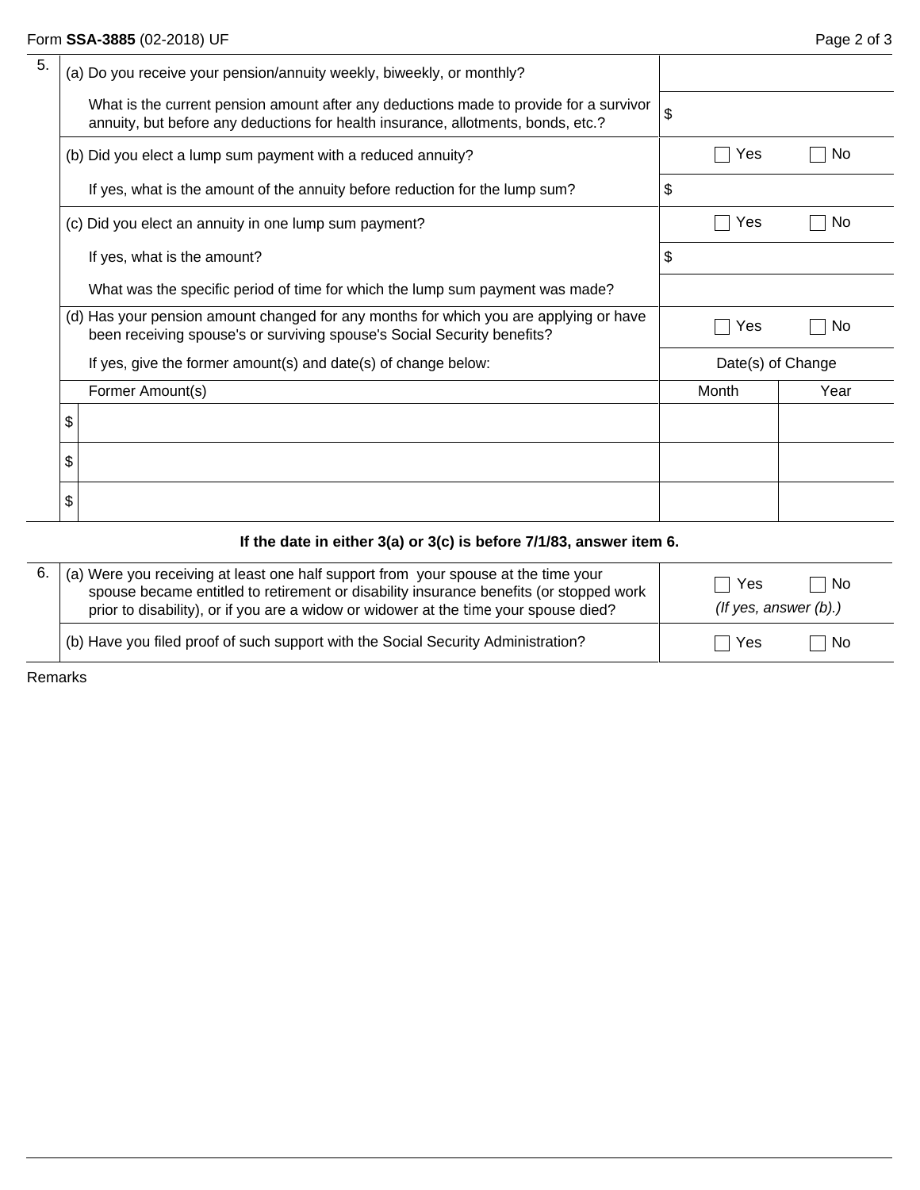| 5. | | |
|---|---|---|
| (a) Do you receive your pension/annuity weekly, biweekly, or monthly? | | |
| What is the current pension amount after any deductions made to provide for a survivor annuity, but before any deductions for health insurance, allotments, bonds, etc.? | $ | |
| (b) Did you elect a lump sum payment with a reduced annuity? | ☐ Yes | ☐ No |
| If yes, what is the amount of the annuity before reduction for the lump sum? | $ | |
| (c) Did you elect an annuity in one lump sum payment? | ☐ Yes | ☐ No |
| If yes, what is the amount? | $ | |
| What was the specific period of time for which the lump sum payment was made? | | |
| (d) Has your pension amount changed for any months for which you are applying or have been receiving spouse's or surviving spouse's Social Security benefits? | ☐ Yes | ☐ No |
| If yes, give the former amount(s) and date(s) of change below: | Date(s) of Change | |
| Former Amount(s) | Month | Year |
| $ | | |
| $ | | |
| $ | | |

**If the date in either 3(a) or 3(c) is before 7/1/83, answer item 6.**

| 6. | | |
|---|---|---|
| (a) Were you receiving at least one half support from your spouse at the time your spouse became entitled to retirement or disability insurance benefits (or stopped work prior to disability), or if you are a widow or widower at the time your spouse died? | ☐ Yes | ☐ No *(If yes, answer (b).)* |
| (b) Have you filed proof of such support with the Social Security Administration? | ☐ Yes | ☐ No |

Remarks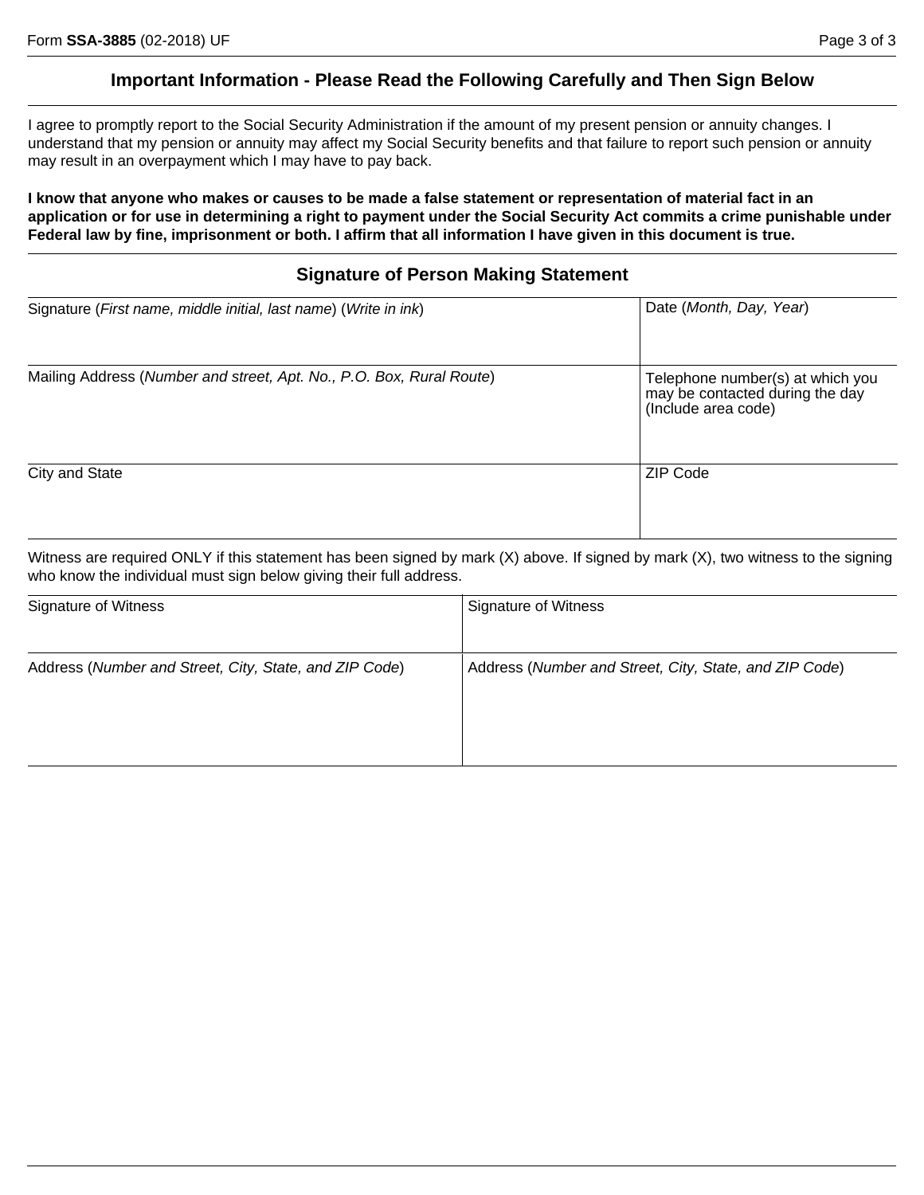## Important Information - Please Read the Following Carefully and Then Sign Below

I agree to promptly report to the Social Security Administration if the amount of my present pension or annuity changes. I understand that my pension or annuity may affect my Social Security benefits and that failure to report such pension or annuity may result in an overpayment which I may have to pay back.

**I know that anyone who makes or causes to be made a false statement or representation of material fact in an application or for use in determining a right to payment under the Social Security Act commits a crime punishable under Federal law by fine, imprisonment or both. I affirm that all information I have given in this document is true.**

## Signature of Person Making Statement

| | |
|---|---|
| Signature (*First name, middle initial, last name*) (*Write in ink*) | Date (*Month, Day, Year*) |
| Mailing Address (*Number and street, Apt. No., P.O. Box, Rural Route*) | Telephone number(s) at which you may be contacted during the day (Include area code) |
| City and State | ZIP Code |

Witness are required ONLY if this statement has been signed by mark (X) above. If signed by mark (X), two witness to the signing who know the individual must sign below giving their full address.

| | |
|---|---|
| Signature of Witness | Signature of Witness |
| Address (*Number and Street, City, State, and ZIP Code*) | Address (*Number and Street, City, State, and ZIP Code*) |